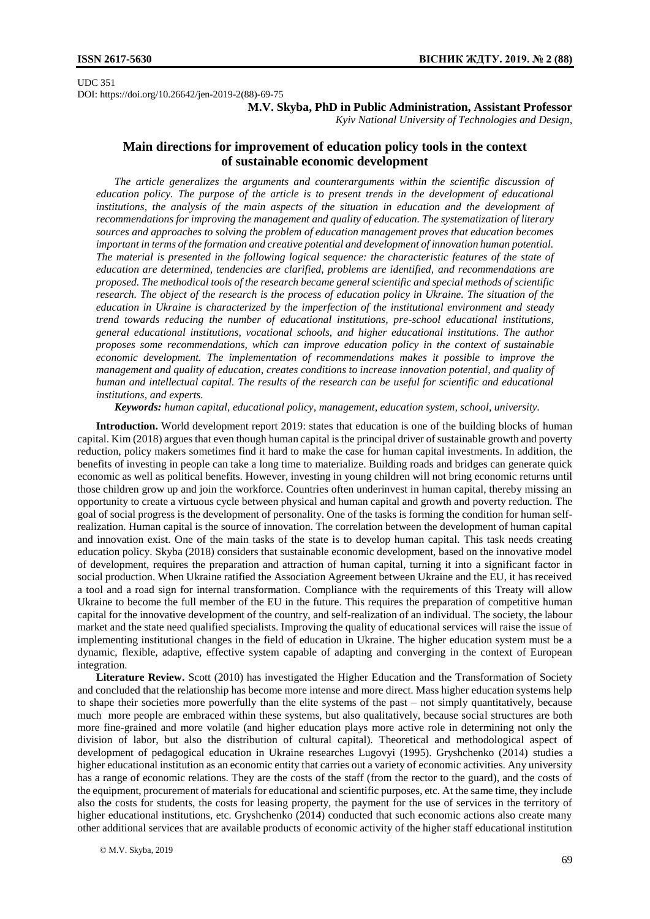UDC 351
DOI: https://doi.org/10.26642/jen-2019-2(88)-69-75

**M.V. Skyba, PhD in Public Administration, Assistant Professor**
*Kyiv National University of Technologies and Design,*

# Main directions for improvement of education policy tools in the context of sustainable economic development

*The article generalizes the arguments and counterarguments within the scientific discussion of education policy. The purpose of the article is to present trends in the development of educational institutions, the analysis of the main aspects of the situation in education and the development of recommendations for improving the management and quality of education. The systematization of literary sources and approaches to solving the problem of education management proves that education becomes important in terms of the formation and creative potential and development of innovation human potential. The material is presented in the following logical sequence: the characteristic features of the state of education are determined, tendencies are clarified, problems are identified, and recommendations are proposed. The methodical tools of the research became general scientific and special methods of scientific research. The object of the research is the process of education policy in Ukraine. The situation of the education in Ukraine is characterized by the imperfection of the institutional environment and steady trend towards reducing the number of educational institutions, pre-school educational institutions, general educational institutions, vocational schools, and higher educational institutions. The author proposes some recommendations, which can improve education policy in the context of sustainable economic development. The implementation of recommendations makes it possible to improve the management and quality of education, creates conditions to increase innovation potential, and quality of human and intellectual capital. The results of the research can be useful for scientific and educational institutions, and experts.*

***Keywords:*** *human capital, educational policy, management, education system, school, university.*

**Introduction.** World development report 2019: states that education is one of the building blocks of human capital. Kim (2018) argues that even though human capital is the principal driver of sustainable growth and poverty reduction, policy makers sometimes find it hard to make the case for human capital investments. In addition, the benefits of investing in people can take a long time to materialize. Building roads and bridges can generate quick economic as well as political benefits. However, investing in young children will not bring economic returns until those children grow up and join the workforce. Countries often underinvest in human capital, thereby missing an opportunity to create a virtuous cycle between physical and human capital and growth and poverty reduction. The goal of social progress is the development of personality. One of the tasks is forming the condition for human self-realization. Human capital is the source of innovation. The correlation between the development of human capital and innovation exist. One of the main tasks of the state is to develop human capital. This task needs creating education policy. Skyba (2018) considers that sustainable economic development, based on the innovative model of development, requires the preparation and attraction of human capital, turning it into a significant factor in social production. When Ukraine ratified the Association Agreement between Ukraine and the EU, it has received a tool and a road sign for internal transformation. Compliance with the requirements of this Treaty will allow Ukraine to become the full member of the EU in the future. This requires the preparation of competitive human capital for the innovative development of the country, and self-realization of an individual. The society, the labour market and the state need qualified specialists. Improving the quality of educational services will raise the issue of implementing institutional changes in the field of education in Ukraine. The higher education system must be a dynamic, flexible, adaptive, effective system capable of adapting and converging in the context of European integration.

**Literature Review.** Scott (2010) has investigated the Higher Education and the Transformation of Society and concluded that the relationship has become more intense and more direct. Mass higher education systems help to shape their societies more powerfully than the elite systems of the past – not simply quantitatively, because much more people are embraced within these systems, but also qualitatively, because social structures are both more fine-grained and more volatile (and higher education plays more active role in determining not only the division of labor, but also the distribution of cultural capital). Theoretical and methodological aspect of development of pedagogical education in Ukraine researches Lugovyi (1995). Gryshchenko (2014) studies a higher educational institution as an economic entity that carries out a variety of economic activities. Any university has a range of economic relations. They are the costs of the staff (from the rector to the guard), and the costs of the equipment, procurement of materials for educational and scientific purposes, etc. At the same time, they include also the costs for students, the costs for leasing property, the payment for the use of services in the territory of higher educational institutions, etc. Gryshchenko (2014) conducted that such economic actions also create many other additional services that are available products of economic activity of the higher staff educational institution

© M.V. Skyba, 2019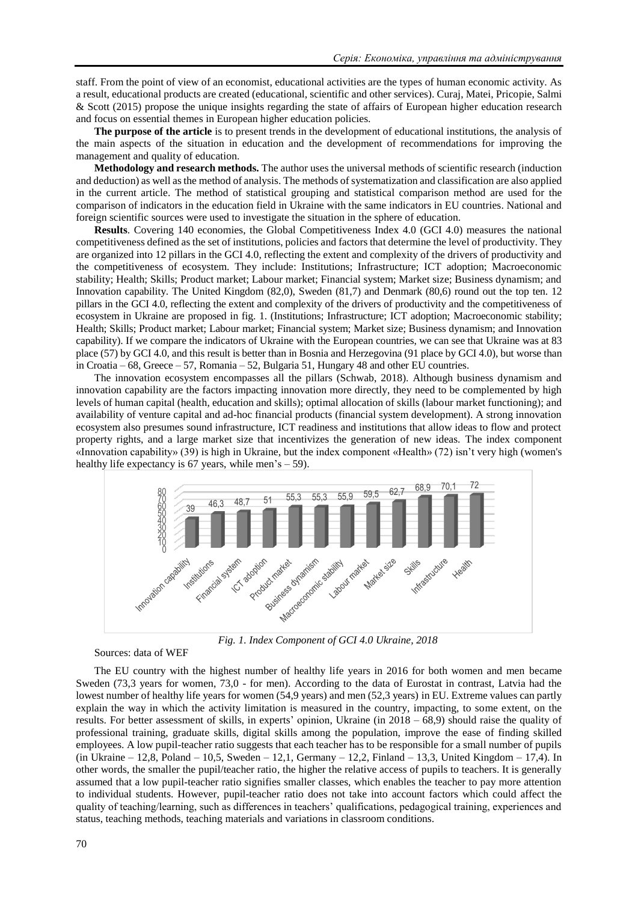staff. From the point of view of an economist, educational activities are the types of human economic activity. As a result, educational products are created (educational, scientific and other services). Curaj, Matei, Pricopie, Salmi & Scott (2015) propose the unique insights regarding the state of affairs of European higher education research and focus on essential themes in European higher education policies.

**The purpose of the article** is to present trends in the development of educational institutions, the analysis of the main aspects of the situation in education and the development of recommendations for improving the management and quality of education.

**Methodology and research methods.** The author uses the universal methods of scientific research (induction and deduction) as well as the method of analysis. The methods of systematization and classification are also applied in the current article. The method of statistical grouping and statistical comparison method are used for the comparison of indicators in the education field in Ukraine with the same indicators in EU countries. National and foreign scientific sources were used to investigate the situation in the sphere of education.

**Results**. Covering 140 economies, the Global Competitiveness Index 4.0 (GCI 4.0) measures the national competitiveness defined as the set of institutions, policies and factors that determine the level of productivity. They are organized into 12 pillars in the GCI 4.0, reflecting the extent and complexity of the drivers of productivity and the competitiveness of ecosystem. They include: Institutions; Infrastructure; ICT adoption; Macroeconomic stability; Health; Skills; Product market; Labour market; Financial system; Market size; Business dynamism; and Innovation capability. The United Kingdom (82,0), Sweden (81,7) and Denmark (80,6) round out the top ten. 12 pillars in the GCI 4.0, reflecting the extent and complexity of the drivers of productivity and the competitiveness of ecosystem in Ukraine are proposed in fig. 1. (Institutions; Infrastructure; ICT adoption; Macroeconomic stability; Health; Skills; Product market; Labour market; Financial system; Market size; Business dynamism; and Innovation capability). If we compare the indicators of Ukraine with the European countries, we can see that Ukraine was at 83 place (57) by GCI 4.0, and this result is better than in Bosnia and Herzegovina (91 place by GCI 4.0), but worse than in Croatia – 68, Greece – 57, Romania – 52, Bulgaria 51, Hungary 48 and other EU countries.

The innovation ecosystem encompasses all the pillars (Schwab, 2018). Although business dynamism and innovation capability are the factors impacting innovation more directly, they need to be complemented by high levels of human capital (health, education and skills); optimal allocation of skills (labour market functioning); and availability of venture capital and ad-hoc financial products (financial system development). A strong innovation ecosystem also presumes sound infrastructure, ICT readiness and institutions that allow ideas to flow and protect property rights, and a large market size that incentivizes the generation of new ideas. The index component «Innovation capability» (39) is high in Ukraine, but the index component «Health» (72) isn't very high (women's healthy life expectancy is 67 years, while men's – 59).

| Index Component | Value |
|---|---|
| Innovation capability | 39 |
| Institutions | 46,3 |
| Financial system | 48,7 |
| ICT adoption | 51 |
| Product market | 55,3 |
| Business dynamism | 55,3 |
| Macroeconomic stability | 55,9 |
| Labour market | 59,5 |
| Market size | 62,7 |
| Skills | 68,9 |
| Infrastructure | 70,1 |
| Health | 72 |

*Fig. 1. Index Component of GCI 4.0 Ukraine, 2018*

Sources: data of WEF

The EU country with the highest number of healthy life years in 2016 for both women and men became Sweden (73,3 years for women, 73,0 - for men). According to the data of Eurostat in contrast, Latvia had the lowest number of healthy life years for women (54,9 years) and men (52,3 years) in EU. Extreme values can partly explain the way in which the activity limitation is measured in the country, impacting, to some extent, on the results. For better assessment of skills, in experts' opinion, Ukraine (in 2018 – 68,9) should raise the quality of professional training, graduate skills, digital skills among the population, improve the ease of finding skilled employees. A low pupil-teacher ratio suggests that each teacher has to be responsible for a small number of pupils (in Ukraine – 12,8, Poland – 10,5, Sweden – 12,1, Germany – 12,2, Finland – 13,3, United Kingdom – 17,4). In other words, the smaller the pupil/teacher ratio, the higher the relative access of pupils to teachers. It is generally assumed that a low pupil-teacher ratio signifies smaller classes, which enables the teacher to pay more attention to individual students. However, pupil-teacher ratio does not take into account factors which could affect the quality of teaching/learning, such as differences in teachers' qualifications, pedagogical training, experiences and status, teaching methods, teaching materials and variations in classroom conditions.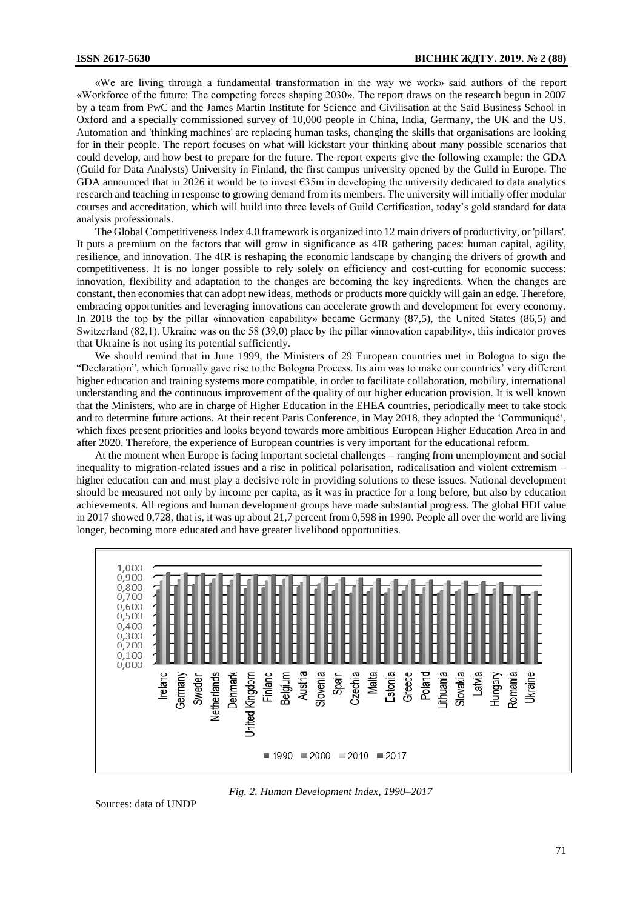«We are living through a fundamental transformation in the way we work» said authors of the report «Workforce of the future: The competing forces shaping 2030». The report draws on the research begun in 2007 by a team from PwC and the James Martin Institute for Science and Civilisation at the Said Business School in Oxford and a specially commissioned survey of 10,000 people in China, India, Germany, the UK and the US. Automation and 'thinking machines' are replacing human tasks, changing the skills that organisations are looking for in their people. The report focuses on what will kickstart your thinking about many possible scenarios that could develop, and how best to prepare for the future. The report experts give the following example: the GDA (Guild for Data Analysts) University in Finland, the first campus university opened by the Guild in Europe. The GDA announced that in 2026 it would be to invest €35m in developing the university dedicated to data analytics research and teaching in response to growing demand from its members. The university will initially offer modular courses and accreditation, which will build into three levels of Guild Certification, today's gold standard for data analysis professionals.

The Global Competitiveness Index 4.0 framework is organized into 12 main drivers of productivity, or 'pillars'. It puts a premium on the factors that will grow in significance as 4IR gathering paces: human capital, agility, resilience, and innovation. The 4IR is reshaping the economic landscape by changing the drivers of growth and competitiveness. It is no longer possible to rely solely on efficiency and cost-cutting for economic success: innovation, flexibility and adaptation to the changes are becoming the key ingredients. When the changes are constant, then economies that can adopt new ideas, methods or products more quickly will gain an edge. Therefore, embracing opportunities and leveraging innovations can accelerate growth and development for every economy. In 2018 the top by the pillar «innovation capability» became Germany (87,5), the United States (86,5) and Switzerland (82,1). Ukraine was on the 58 (39,0) place by the pillar «innovation capability», this indicator proves that Ukraine is not using its potential sufficiently.

We should remind that in June 1999, the Ministers of 29 European countries met in Bologna to sign the "Declaration", which formally gave rise to the Bologna Process. Its aim was to make our countries' very different higher education and training systems more compatible, in order to facilitate collaboration, mobility, international understanding and the continuous improvement of the quality of our higher education provision. It is well known that the Ministers, who are in charge of Higher Education in the EHEA countries, periodically meet to take stock and to determine future actions. At their recent Paris Conference, in May 2018, they adopted the 'Communiqué', which fixes present priorities and looks beyond towards more ambitious European Higher Education Area in and after 2020. Therefore, the experience of European countries is very important for the educational reform.

At the moment when Europe is facing important societal challenges – ranging from unemployment and social inequality to migration-related issues and a rise in political polarisation, radicalisation and violent extremism – higher education can and must play a decisive role in providing solutions to these issues. National development should be measured not only by income per capita, as it was in practice for a long before, but also by education achievements. All regions and human development groups have made substantial progress. The global HDI value in 2017 showed 0,728, that is, it was up about 21,7 percent from 0,598 in 1990. People all over the world are living longer, becoming more educated and have greater livelihood opportunities.

*Fig. 2. Human Development Index, 1990–2017*

Sources: data of UNDP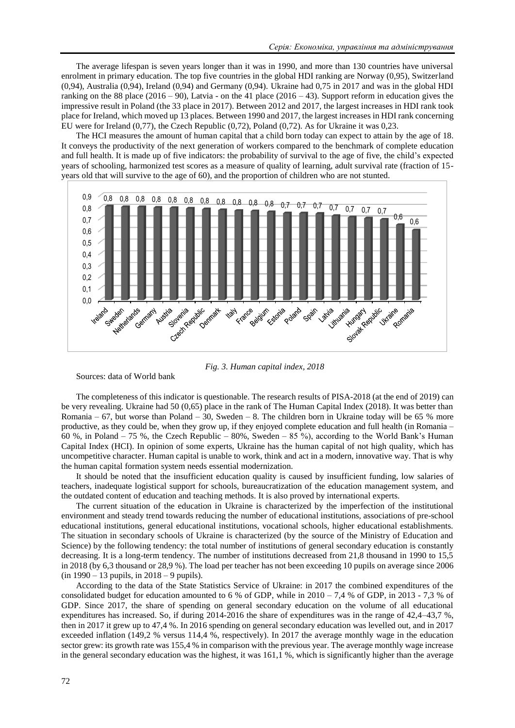The average lifespan is seven years longer than it was in 1990, and more than 130 countries have universal enrolment in primary education. The top five countries in the global HDI ranking are Norway (0,95), Switzerland (0,94), Australia (0,94), Ireland (0,94) and Germany (0,94). Ukraine had 0,75 in 2017 and was in the global HDI ranking on the 88 place (2016 – 90), Latvia - on the 41 place (2016 – 43). Support reform in education gives the impressive result in Poland (the 33 place in 2017). Between 2012 and 2017, the largest increases in HDI rank took place for Ireland, which moved up 13 places. Between 1990 and 2017, the largest increases in HDI rank concerning EU were for Ireland (0,77), the Czech Republic (0,72), Poland (0,72). As for Ukraine it was 0,23.

The HCI measures the amount of human capital that a child born today can expect to attain by the age of 18. It conveys the productivity of the next generation of workers compared to the benchmark of complete education and full health. It is made up of five indicators: the probability of survival to the age of five, the child's expected years of schooling, harmonized test scores as a measure of quality of learning, adult survival rate (fraction of 15-years old that will survive to the age of 60), and the proportion of children who are not stunted.

| Country | Human capital index |
|---|---|
| Ireland | 0,8 |
| Sweden | 0,8 |
| Netherlands | 0,8 |
| Germany | 0,8 |
| Austria | 0,8 |
| Slovenia | 0,8 |
| Czech Republic | 0,8 |
| Denmark | 0,8 |
| Italy | 0,8 |
| France | 0,8 |
| Belgium | 0,8 |
| Estonia | 0,7 |
| Poland | 0,7 |
| Spain | 0,7 |
| Latvia | 0,7 |
| Lithuania | 0,7 |
| Hungary | 0,7 |
| Slovak Republic | 0,7 |
| Ukraine | 0,6 |
| Romania | 0,6 |

*Fig. 3. Human capital index, 2018*

Sources: data of World bank

The completeness of this indicator is questionable. The research results of PISA-2018 (at the end of 2019) can be very revealing. Ukraine had 50 (0,65) place in the rank of The Human Capital Index (2018). It was better than Romania – 67, but worse than Poland – 30, Sweden – 8. The children born in Ukraine today will be 65 % more productive, as they could be, when they grow up, if they enjoyed complete education and full health (in Romania – 60 %, in Poland – 75 %, the Czech Republic – 80%, Sweden – 85 %), according to the World Bank's Human Capital Index (HCI). In opinion of some experts, Ukraine has the human capital of not high quality, which has uncompetitive character. Human capital is unable to work, think and act in a modern, innovative way. That is why the human capital formation system needs essential modernization.

It should be noted that the insufficient education quality is caused by insufficient funding, low salaries of teachers, inadequate logistical support for schools, bureaucratization of the education management system, and the outdated content of education and teaching methods. It is also proved by international experts.

The current situation of the education in Ukraine is characterized by the imperfection of the institutional environment and steady trend towards reducing the number of educational institutions, associations of pre-school educational institutions, general educational institutions, vocational schools, higher educational establishments. The situation in secondary schools of Ukraine is characterized (by the source of the Ministry of Education and Science) by the following tendency: the total number of institutions of general secondary education is constantly decreasing. It is a long-term tendency. The number of institutions decreased from 21,8 thousand in 1990 to 15,5 in 2018 (by 6,3 thousand or 28,9 %). The load per teacher has not been exceeding 10 pupils on average since 2006 (in 1990 – 13 pupils, in 2018 – 9 pupils).

According to the data of the State Statistics Service of Ukraine: in 2017 the combined expenditures of the consolidated budget for education amounted to 6 % of GDP, while in 2010 – 7,4 % of GDP, in 2013 - 7,3 % of GDP. Since 2017, the share of spending on general secondary education on the volume of all educational expenditures has increased. So, if during 2014-2016 the share of expenditures was in the range of 42,4–43,7 %, then in 2017 it grew up to 47,4 %. In 2016 spending on general secondary education was levelled out, and in 2017 exceeded inflation (149,2 % versus 114,4 %, respectively). In 2017 the average monthly wage in the education sector grew: its growth rate was 155,4 % in comparison with the previous year. The average monthly wage increase in the general secondary education was the highest, it was 161,1 %, which is significantly higher than the average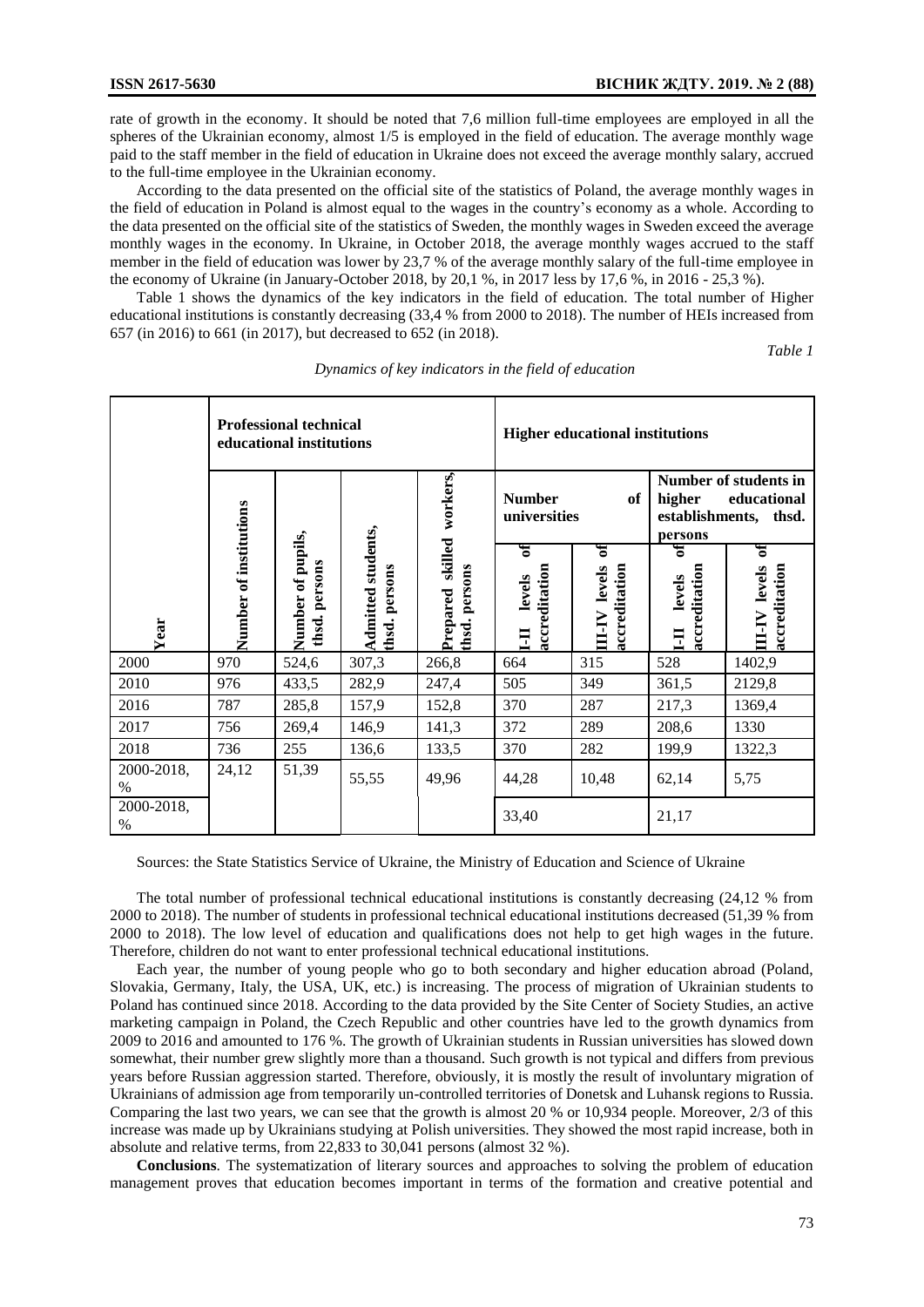rate of growth in the economy. It should be noted that 7,6 million full-time employees are employed in all the spheres of the Ukrainian economy, almost 1/5 is employed in the field of education. The average monthly wage paid to the staff member in the field of education in Ukraine does not exceed the average monthly salary, accrued to the full-time employee in the Ukrainian economy.

According to the data presented on the official site of the statistics of Poland, the average monthly wages in the field of education in Poland is almost equal to the wages in the country's economy as a whole. According to the data presented on the official site of the statistics of Sweden, the monthly wages in Sweden exceed the average monthly wages in the economy. In Ukraine, in October 2018, the average monthly wages accrued to the staff member in the field of education was lower by 23,7 % of the average monthly salary of the full-time employee in the economy of Ukraine (in January-October 2018, by 20,1 %, in 2017 less by 17,6 %, in 2016 - 25,3 %).

Table 1 shows the dynamics of the key indicators in the field of education. The total number of Higher educational institutions is constantly decreasing (33,4 % from 2000 to 2018). The number of HEIs increased from 657 (in 2016) to 661 (in 2017), but decreased to 652 (in 2018).

*Table 1*

*Dynamics of key indicators in the field of education*

| Year | **Professional technical educational institutions** | | | | **Higher educational institutions** | | | |
|---|---|---|---|---|---|---|---|---|
| | **Number of institutions** | **Number of pupils, thsd. persons** | **Admitted students, thsd. persons** | **Prepared skilled workers, thsd. persons** | **Number of universities** | | **Number of students in higher educational establishments, thsd. persons** | |
| | | | | | **I-II levels of accreditation** | **III-IV levels of accreditation** | **I-II levels of accreditation** | **III-IV levels of accreditation** |
| 2000 | 970 | 524,6 | 307,3 | 266,8 | 664 | 315 | 528 | 1402,9 |
| 2010 | 976 | 433,5 | 282,9 | 247,4 | 505 | 349 | 361,5 | 2129,8 |
| 2016 | 787 | 285,8 | 157,9 | 152,8 | 370 | 287 | 217,3 | 1369,4 |
| 2017 | 756 | 269,4 | 146,9 | 141,3 | 372 | 289 | 208,6 | 1330 |
| 2018 | 736 | 255 | 136,6 | 133,5 | 370 | 282 | 199,9 | 1322,3 |
| 2000-2018, % | 24,12 | 51,39 | 55,55 | 49,96 | 44,28 | 10,48 | 62,14 | 5,75 |
| 2000-2018, % | | | | | 33,40 | | 21,17 | |

Sources: the State Statistics Service of Ukraine, the Ministry of Education and Science of Ukraine

The total number of professional technical educational institutions is constantly decreasing (24,12 % from 2000 to 2018). The number of students in professional technical educational institutions decreased (51,39 % from 2000 to 2018). The low level of education and qualifications does not help to get high wages in the future. Therefore, children do not want to enter professional technical educational institutions.

Each year, the number of young people who go to both secondary and higher education abroad (Poland, Slovakia, Germany, Italy, the USA, UK, etc.) is increasing. The process of migration of Ukrainian students to Poland has continued since 2018. According to the data provided by the Site Center of Society Studies, an active marketing campaign in Poland, the Czech Republic and other countries have led to the growth dynamics from 2009 to 2016 and amounted to 176 %. The growth of Ukrainian students in Russian universities has slowed down somewhat, their number grew slightly more than a thousand. Such growth is not typical and differs from previous years before Russian aggression started. Therefore, obviously, it is mostly the result of involuntary migration of Ukrainians of admission age from temporarily un-controlled territories of Donetsk and Luhansk regions to Russia. Comparing the last two years, we can see that the growth is almost 20 % or 10,934 people. Moreover, 2/3 of this increase was made up by Ukrainians studying at Polish universities. They showed the most rapid increase, both in absolute and relative terms, from 22,833 to 30,041 persons (almost 32 %).

**Conclusions**. The systematization of literary sources and approaches to solving the problem of education management proves that education becomes important in terms of the formation and creative potential and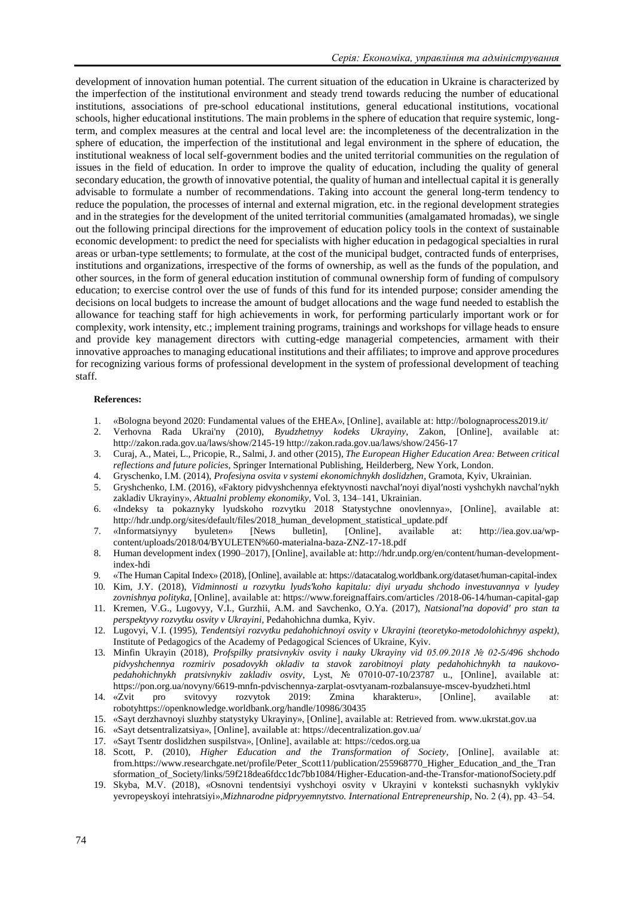development of innovation human potential. The current situation of the education in Ukraine is characterized by the imperfection of the institutional environment and steady trend towards reducing the number of educational institutions, associations of pre-school educational institutions, general educational institutions, vocational schools, higher educational institutions. The main problems in the sphere of education that require systemic, long-term, and complex measures at the central and local level are: the incompleteness of the decentralization in the sphere of education, the imperfection of the institutional and legal environment in the sphere of education, the institutional weakness of local self-government bodies and the united territorial communities on the regulation of issues in the field of education. In order to improve the quality of education, including the quality of general secondary education, the growth of innovative potential, the quality of human and intellectual capital it is generally advisable to formulate a number of recommendations. Taking into account the general long-term tendency to reduce the population, the processes of internal and external migration, etc. in the regional development strategies and in the strategies for the development of the united territorial communities (amalgamated hromadas), we single out the following principal directions for the improvement of education policy tools in the context of sustainable economic development: to predict the need for specialists with higher education in pedagogical specialties in rural areas or urban-type settlements; to formulate, at the cost of the municipal budget, contracted funds of enterprises, institutions and organizations, irrespective of the forms of ownership, as well as the funds of the population, and other sources, in the form of general education institution of communal ownership form of funding of compulsory education; to exercise control over the use of funds of this fund for its intended purpose; consider amending the decisions on local budgets to increase the amount of budget allocations and the wage fund needed to establish the allowance for teaching staff for high achievements in work, for performing particularly important work or for complexity, work intensity, etc.; implement training programs, trainings and workshops for village heads to ensure and provide key management directors with cutting-edge managerial competencies, armament with their innovative approaches to managing educational institutions and their affiliates; to improve and approve procedures for recognizing various forms of professional development in the system of professional development of teaching staff.

**References:**

1. «Bologna beyond 2020: Fundamental values of the EHEA», [Online], available at: http://bolognaprocess2019.it/
2. Verhovna Rada Ukrai'ny (2010), *Byudzhetnyy kodeks Ukrayiny*, Zakon, [Online], available at: http://zakon.rada.gov.ua/laws/show/2145-19 http://zakon.rada.gov.ua/laws/show/2456-17
3. Curaj, A., Matei, L., Pricopie, R., Salmi, J. and other (2015), *The European Higher Education Area: Between critical reflections and future policies*, Springer International Publishing, Heilderberg, New York, London.
4. Gryschenko, I.M. (2014), *Profesiyna osvita v systemi ekonomichnykh doslidzhen*, Gramota, Kyiv, Ukrainian.
5. Gryshchenko, I.M. (2016), «Faktory pidvyshchennya efektyvnosti navchal′noyi diyal′nosti vyshchykh navchal′nykh zakladiv Ukrayiny», *Aktualni problemy ekonomiky*, Vol. 3, 134–141, Ukrainian.
6. «Indeksy ta pokaznyky lyudskoho rozvytku 2018 Statystychne onovlennya», [Online], available at: http://hdr.undp.org/sites/default/files/2018_human_development_statistical_update.pdf
7. «Informatsiynyy byuleten» [News bulletin], [Online], available at: http://iea.gov.ua/wp-content/uploads/2018/04/BYULETEN%60-materialna-baza-ZNZ-17-18.pdf
8. Human development index (1990–2017), [Online], available at: http://hdr.undp.org/en/content/human-development-index-hdi
9. «The Human Capital Index» (2018), [Online], available at: https://datacatalog.worldbank.org/dataset/human-capital-index
10. Kim, J.Y. (2018), *Vidminnosti u rozvytku lyuds'koho kapitalu: diyi uryadu shchodo investuvannya v lyudey zovnishnya polityka*, [Online], available at: https://www.foreignaffairs.com/articles /2018-06-14/human-capital-gap
11. Kremen, V.G., Lugovyy, V.I., Gurzhii, A.M. and Savchenko, O.Ya. (2017), *Natsional'na dopovid' pro stan ta perspektyvy rozvytku osvity v Ukrayini*, Pedahohichna dumka, Kyiv.
12. Lugovyi, V.I. (1995), *Tendentsiyi rozvytku pedahohichnoyi osvity v Ukrayini (teoretyko-metodolohichnyy aspekt)*, Institute of Pedagogics of the Academy of Pedagogical Sciences of Ukraine, Kyiv.
13. Minfin Ukrayin (2018), *Profspilky pratsivnykiv osvity i nauky Ukrayiny vid 05.09.2018 № 02-5/496 shchodo pidvyshchennya rozmiriv posadovykh okladiv ta stavok zarobitnoyi platy pedahohichnykh ta naukovo-pedahohichnykh pratsivnykiv zakladiv osvity*, Lyst, № 07010-07-10/23787 u., [Online], available at: https://pon.org.ua/novyny/6619-mnfn-pdvischennya-zarplat-osvtyanam-rozbalansuye-mscev-byudzheti.html
14. «Zvit pro svitovyy rozvytok 2019: Zmina kharakteru», [Online], available at: robotyhttps://openknowledge.worldbank.org/handle/10986/30435
15. «Sayt derzhavnoyi sluzhby statystyky Ukrayiny», [Online], available at: Retrieved from. www.ukrstat.gov.ua
16. «Sayt detsentralizatsiya», [Online], available at: https://decentralization.gov.ua/
17. «Sayt Tsentr doslidzhen suspilstva», [Online], available at: https://cedos.org.ua
18. Scott, P. (2010), *Higher Education and the Transformation of Society*, [Online], available at: from.https://www.researchgate.net/profile/Peter_Scott11/publication/255968770_Higher_Education_and_the_Transformation_of_Society/links/59f218dea6fdcc1dc7bb1084/Higher-Education-and-the-Transfor-mationofSociety.pdf
19. Skyba, M.V. (2018), «Osnovni tendentsiyi vyshchoyi osvity v Ukrayini v konteksti suchasnykh vyklykiv yevropeyskoyi intehratsiyi»,*Mizhnarodne pidpryyemnytstvo. International Entrepreneurship*, No. 2 (4), pp. 43–54.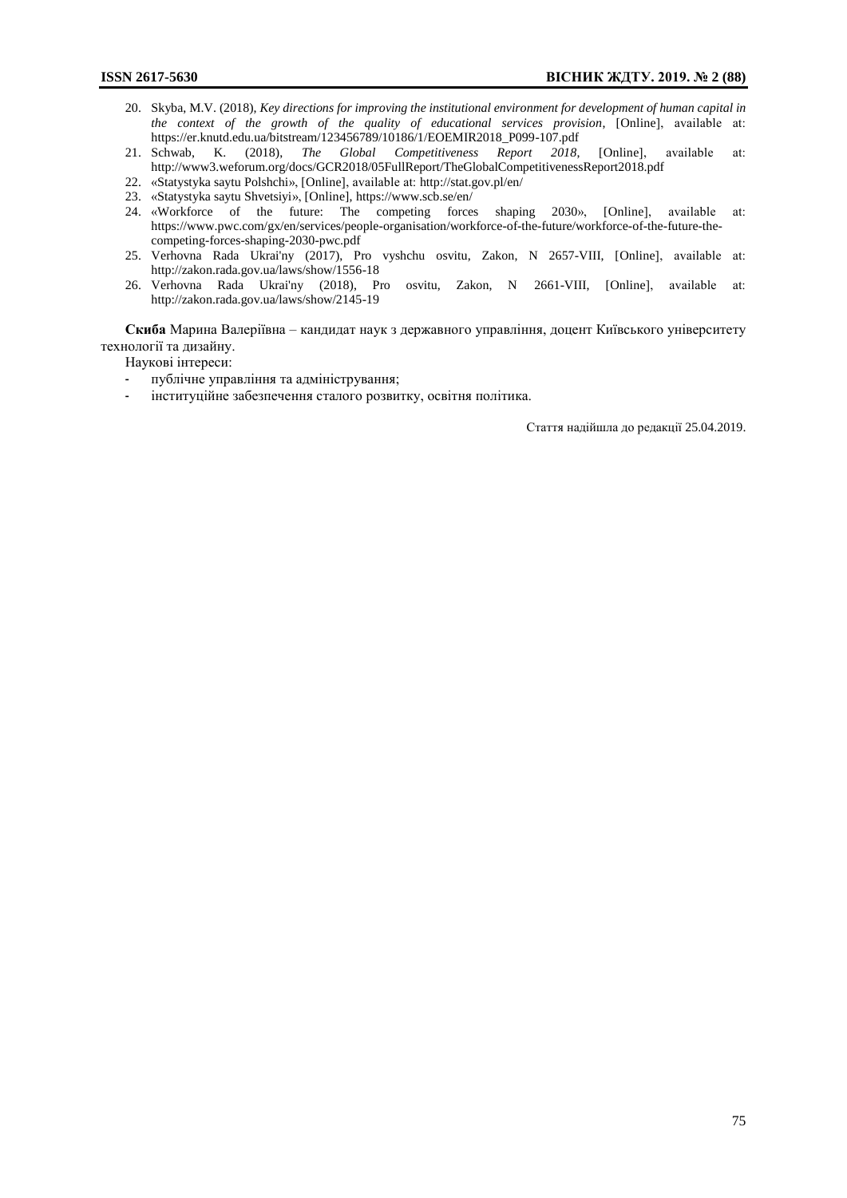20. Skyba, M.V. (2018), *Key directions for improving the institutional environment for development of human capital in the context of the growth of the quality of educational services provision*, [Online], available at: https://er.knutd.edu.ua/bitstream/123456789/10186/1/EOEMIR2018_P099-107.pdf
21. Schwab, K. (2018), *The Global Competitiveness Report 2018*, [Online], available at: http://www3.weforum.org/docs/GCR2018/05FullReport/TheGlobalCompetitivenessReport2018.pdf
22. «Statystyka saytu Polshchi», [Online], available at: http://stat.gov.pl/en/
23. «Statystyka saytu Shvetsiyi», [Online], https://www.scb.se/en/
24. «Workforce of the future: The competing forces shaping 2030», [Online], available at: https://www.pwc.com/gx/en/services/people-organisation/workforce-of-the-future/workforce-of-the-future-the-competing-forces-shaping-2030-pwc.pdf
25. Verhovna Rada Ukrai'ny (2017), Pro vyshchu osvitu, Zakon, N 2657-VIII, [Online], available at: http://zakon.rada.gov.ua/laws/show/1556-18
26. Verhovna Rada Ukrai'ny (2018), Pro osvitu, Zakon, N 2661-VIII, [Online], available at: http://zakon.rada.gov.ua/laws/show/2145-19

**Скиба** Марина Валеріївна – кандидат наук з державного управління, доцент Київського університету технології та дизайну.

Наукові інтереси:

- публічне управління та адміністрування;
- інституційне забезпечення сталого розвитку, освітня політика.

Стаття надійшла до редакції 25.04.2019.